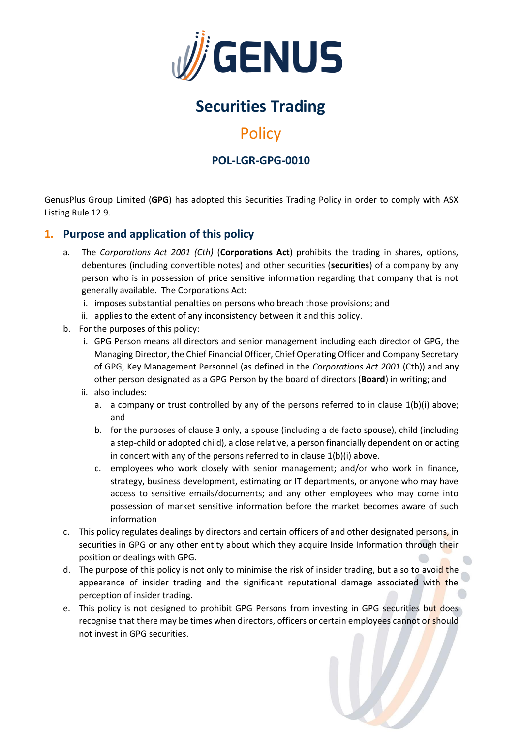# Securities Trading

## Policy

### POL-LGR-GPG-0010

GenusPlus Group Limited (**GPG**) has adopted this Securities Trading Policy in order to comply with ASX Listing Rule 12.9.

## 1. Purpose and application of this policy

a. The *Corporations Act 2001 (Cth)* (**Corporations Act**) prohibits the trading in shares, options, debentures (including convertible notes) and other securities (**securities**) of a company by any person who is in possession of price sensitive information regarding that company that is not generally available. The Corporations Act:
   i. imposes substantial penalties on persons who breach those provisions; and
   ii. applies to the extent of any inconsistency between it and this policy.

b. For the purposes of this policy:
   i. GPG Person means all directors and senior management including each director of GPG, the Managing Director, the Chief Financial Officer, Chief Operating Officer and Company Secretary of GPG, Key Management Personnel (as defined in the *Corporations Act 2001* (Cth)) and any other person designated as a GPG Person by the board of directors (**Board**) in writing; and
   ii. also includes:
      a. a company or trust controlled by any of the persons referred to in clause 1(b)(i) above; and
      b. for the purposes of clause 3 only, a spouse (including a de facto spouse), child (including a step-child or adopted child), a close relative, a person financially dependent on or acting in concert with any of the persons referred to in clause 1(b)(i) above.
      c. employees who work closely with senior management; and/or who work in finance, strategy, business development, estimating or IT departments, or anyone who may have access to sensitive emails/documents; and any other employees who may come into possession of market sensitive information before the market becomes aware of such information

c. This policy regulates dealings by directors and certain officers of and other designated persons, in securities in GPG or any other entity about which they acquire Inside Information through their position or dealings with GPG.

d. The purpose of this policy is not only to minimise the risk of insider trading, but also to avoid the appearance of insider trading and the significant reputational damage associated with the perception of insider trading.

e. This policy is not designed to prohibit GPG Persons from investing in GPG securities but does recognise that there may be times when directors, officers or certain employees cannot or should not invest in GPG securities.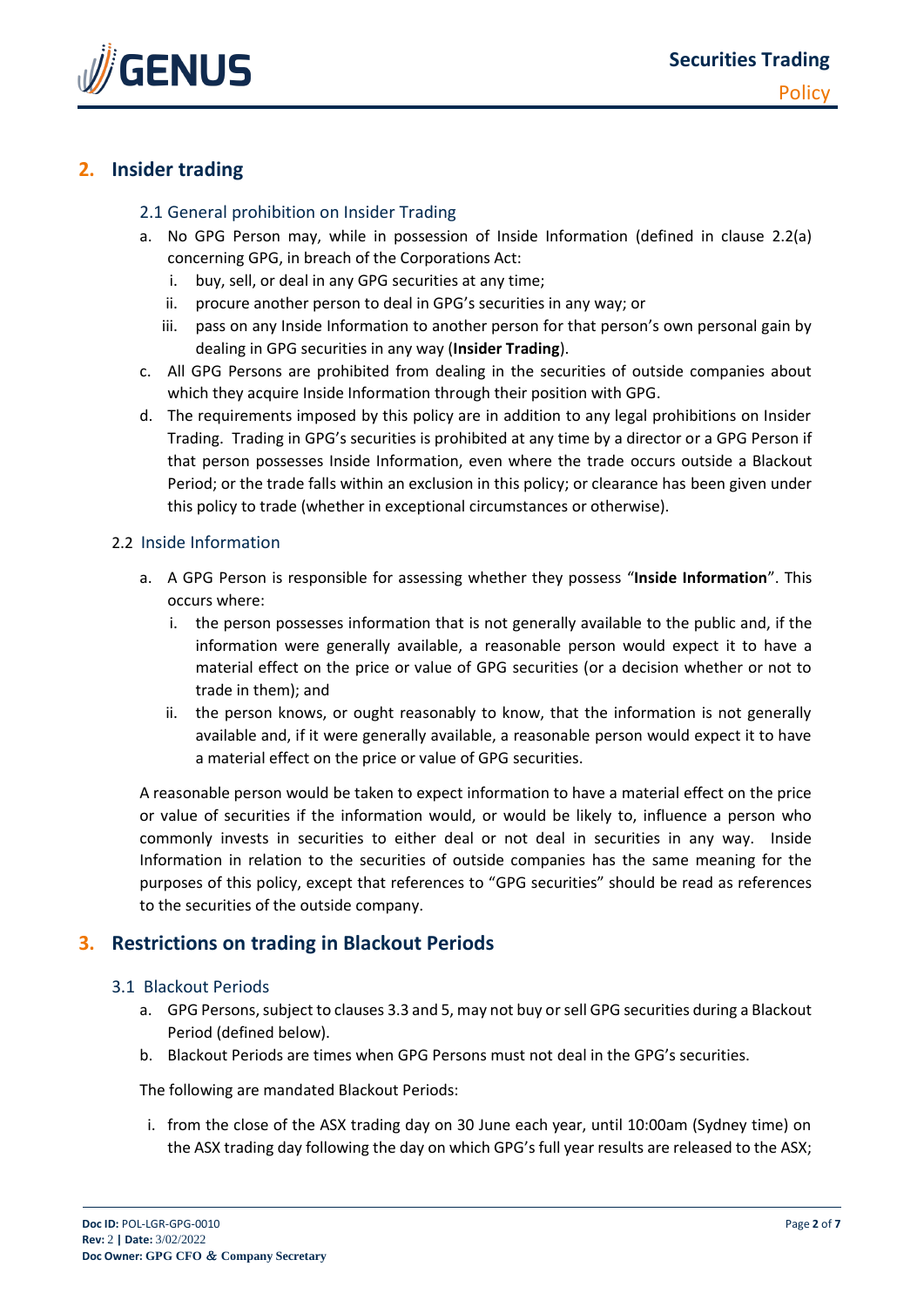## 2. Insider trading

### 2.1 General prohibition on Insider Trading

a. No GPG Person may, while in possession of Inside Information (defined in clause 2.2(a) concerning GPG, in breach of the Corporations Act:
   i. buy, sell, or deal in any GPG securities at any time;
   ii. procure another person to deal in GPG's securities in any way; or
   iii. pass on any Inside Information to another person for that person's own personal gain by dealing in GPG securities in any way (**Insider Trading**).

c. All GPG Persons are prohibited from dealing in the securities of outside companies about which they acquire Inside Information through their position with GPG.

d. The requirements imposed by this policy are in addition to any legal prohibitions on Insider Trading. Trading in GPG's securities is prohibited at any time by a director or a GPG Person if that person possesses Inside Information, even where the trade occurs outside a Blackout Period; or the trade falls within an exclusion in this policy; or clearance has been given under this policy to trade (whether in exceptional circumstances or otherwise).

### 2.2 Inside Information

a. A GPG Person is responsible for assessing whether they possess "**Inside Information**". This occurs where:
   i. the person possesses information that is not generally available to the public and, if the information were generally available, a reasonable person would expect it to have a material effect on the price or value of GPG securities (or a decision whether or not to trade in them); and
   ii. the person knows, or ought reasonably to know, that the information is not generally available and, if it were generally available, a reasonable person would expect it to have a material effect on the price or value of GPG securities.

A reasonable person would be taken to expect information to have a material effect on the price or value of securities if the information would, or would be likely to, influence a person who commonly invests in securities to either deal or not deal in securities in any way. Inside Information in relation to the securities of outside companies has the same meaning for the purposes of this policy, except that references to "GPG securities" should be read as references to the securities of the outside company.

## 3. Restrictions on trading in Blackout Periods

### 3.1 Blackout Periods

a. GPG Persons, subject to clauses 3.3 and 5, may not buy or sell GPG securities during a Blackout Period (defined below).

b. Blackout Periods are times when GPG Persons must not deal in the GPG's securities.

The following are mandated Blackout Periods:

i. from the close of the ASX trading day on 30 June each year, until 10:00am (Sydney time) on the ASX trading day following the day on which GPG's full year results are released to the ASX;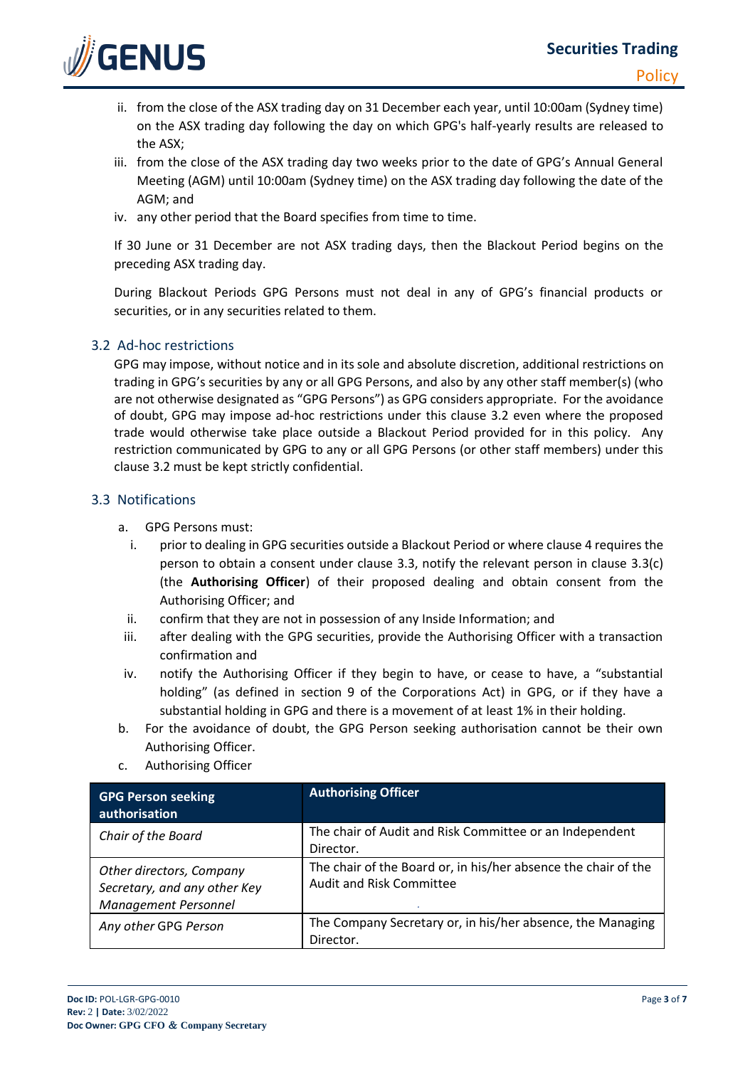ii. from the close of the ASX trading day on 31 December each year, until 10:00am (Sydney time) on the ASX trading day following the day on which GPG's half-yearly results are released to the ASX;

iii. from the close of the ASX trading day two weeks prior to the date of GPG's Annual General Meeting (AGM) until 10:00am (Sydney time) on the ASX trading day following the date of the AGM; and

iv. any other period that the Board specifies from time to time.

If 30 June or 31 December are not ASX trading days, then the Blackout Period begins on the preceding ASX trading day.

During Blackout Periods GPG Persons must not deal in any of GPG's financial products or securities, or in any securities related to them.

## 3.2 Ad-hoc restrictions

GPG may impose, without notice and in its sole and absolute discretion, additional restrictions on trading in GPG's securities by any or all GPG Persons, and also by any other staff member(s) (who are not otherwise designated as "GPG Persons") as GPG considers appropriate. For the avoidance of doubt, GPG may impose ad-hoc restrictions under this clause 3.2 even where the proposed trade would otherwise take place outside a Blackout Period provided for in this policy. Any restriction communicated by GPG to any or all GPG Persons (or other staff members) under this clause 3.2 must be kept strictly confidential.

## 3.3 Notifications

a. GPG Persons must:

   i. prior to dealing in GPG securities outside a Blackout Period or where clause 4 requires the person to obtain a consent under clause 3.3, notify the relevant person in clause 3.3(c) (the **Authorising Officer**) of their proposed dealing and obtain consent from the Authorising Officer; and

   ii. confirm that they are not in possession of any Inside Information; and

   iii. after dealing with the GPG securities, provide the Authorising Officer with a transaction confirmation and

   iv. notify the Authorising Officer if they begin to have, or cease to have, a "substantial holding" (as defined in section 9 of the Corporations Act) in GPG, or if they have a substantial holding in GPG and there is a movement of at least 1% in their holding.

b. For the avoidance of doubt, the GPG Person seeking authorisation cannot be their own Authorising Officer.

c. Authorising Officer

| GPG Person seeking authorisation | Authorising Officer |
|---|---|
| *Chair of the Board* | The chair of Audit and Risk Committee or an Independent Director. |
| *Other directors, Company Secretary, and any other Key Management Personnel* | The chair of the Board or, in his/her absence the chair of the Audit and Risk Committee |
| *Any other* GPG *Person* | The Company Secretary or, in his/her absence, the Managing Director. |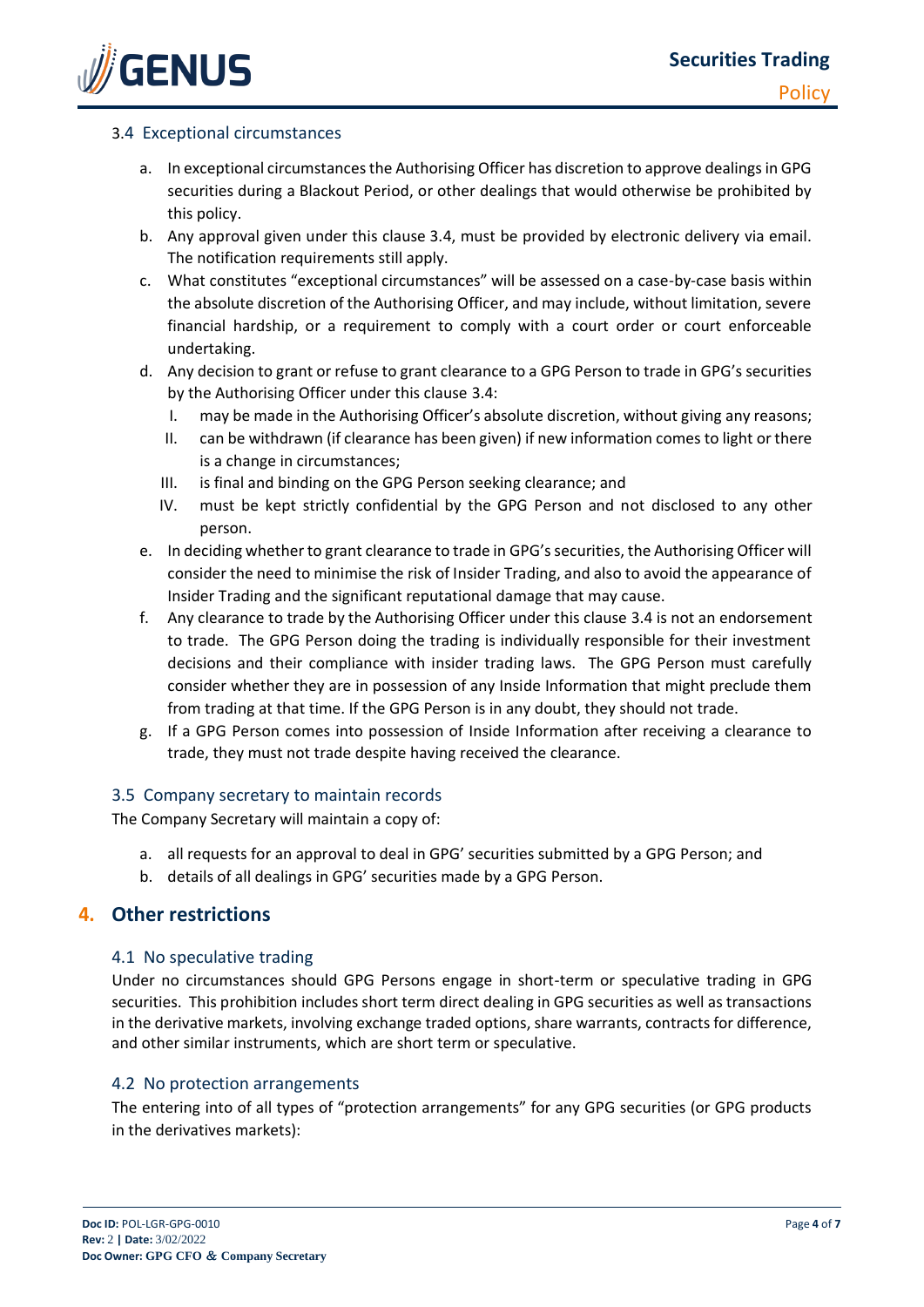### 3.4 Exceptional circumstances

a. In exceptional circumstances the Authorising Officer has discretion to approve dealings in GPG securities during a Blackout Period, or other dealings that would otherwise be prohibited by this policy.

b. Any approval given under this clause 3.4, must be provided by electronic delivery via email. The notification requirements still apply.

c. What constitutes "exceptional circumstances" will be assessed on a case-by-case basis within the absolute discretion of the Authorising Officer, and may include, without limitation, severe financial hardship, or a requirement to comply with a court order or court enforceable undertaking.

d. Any decision to grant or refuse to grant clearance to a GPG Person to trade in GPG's securities by the Authorising Officer under this clause 3.4:

   I. may be made in the Authorising Officer's absolute discretion, without giving any reasons;

   II. can be withdrawn (if clearance has been given) if new information comes to light or there is a change in circumstances;

   III. is final and binding on the GPG Person seeking clearance; and

   IV. must be kept strictly confidential by the GPG Person and not disclosed to any other person.

e. In deciding whether to grant clearance to trade in GPG's securities, the Authorising Officer will consider the need to minimise the risk of Insider Trading, and also to avoid the appearance of Insider Trading and the significant reputational damage that may cause.

f. Any clearance to trade by the Authorising Officer under this clause 3.4 is not an endorsement to trade. The GPG Person doing the trading is individually responsible for their investment decisions and their compliance with insider trading laws. The GPG Person must carefully consider whether they are in possession of any Inside Information that might preclude them from trading at that time. If the GPG Person is in any doubt, they should not trade.

g. If a GPG Person comes into possession of Inside Information after receiving a clearance to trade, they must not trade despite having received the clearance.

### 3.5 Company secretary to maintain records

The Company Secretary will maintain a copy of:

a. all requests for an approval to deal in GPG' securities submitted by a GPG Person; and

b. details of all dealings in GPG' securities made by a GPG Person.

## 4. Other restrictions

### 4.1 No speculative trading

Under no circumstances should GPG Persons engage in short-term or speculative trading in GPG securities. This prohibition includes short term direct dealing in GPG securities as well as transactions in the derivative markets, involving exchange traded options, share warrants, contracts for difference, and other similar instruments, which are short term or speculative.

### 4.2 No protection arrangements

The entering into of all types of "protection arrangements" for any GPG securities (or GPG products in the derivatives markets):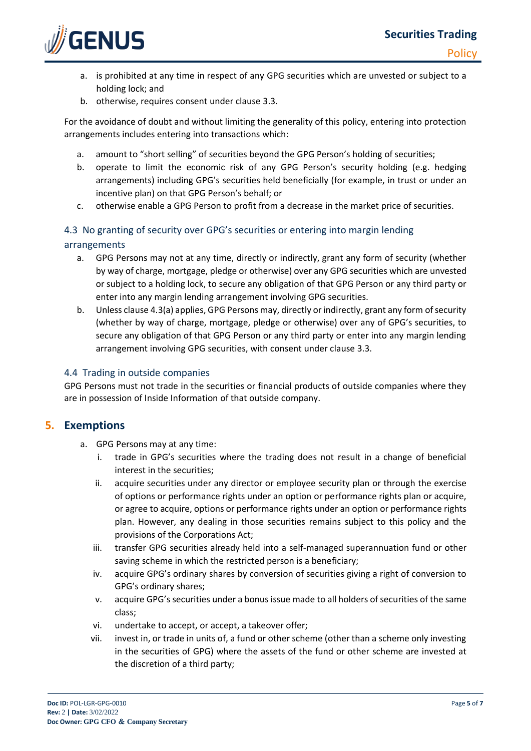a. is prohibited at any time in respect of any GPG securities which are unvested or subject to a holding lock; and
b. otherwise, requires consent under clause 3.3.

For the avoidance of doubt and without limiting the generality of this policy, entering into protection arrangements includes entering into transactions which:

a. amount to "short selling" of securities beyond the GPG Person's holding of securities;
b. operate to limit the economic risk of any GPG Person's security holding (e.g. hedging arrangements) including GPG's securities held beneficially (for example, in trust or under an incentive plan) on that GPG Person's behalf; or
c. otherwise enable a GPG Person to profit from a decrease in the market price of securities.

### 4.3 No granting of security over GPG's securities or entering into margin lending arrangements

a. GPG Persons may not at any time, directly or indirectly, grant any form of security (whether by way of charge, mortgage, pledge or otherwise) over any GPG securities which are unvested or subject to a holding lock, to secure any obligation of that GPG Person or any third party or enter into any margin lending arrangement involving GPG securities.
b. Unless clause 4.3(a) applies, GPG Persons may, directly or indirectly, grant any form of security (whether by way of charge, mortgage, pledge or otherwise) over any of GPG's securities, to secure any obligation of that GPG Person or any third party or enter into any margin lending arrangement involving GPG securities, with consent under clause 3.3.

### 4.4 Trading in outside companies

GPG Persons must not trade in the securities or financial products of outside companies where they are in possession of Inside Information of that outside company.

## 5. Exemptions

a. GPG Persons may at any time:
   i. trade in GPG's securities where the trading does not result in a change of beneficial interest in the securities;
   ii. acquire securities under any director or employee security plan or through the exercise of options or performance rights under an option or performance rights plan or acquire, or agree to acquire, options or performance rights under an option or performance rights plan. However, any dealing in those securities remains subject to this policy and the provisions of the Corporations Act;
   iii. transfer GPG securities already held into a self-managed superannuation fund or other saving scheme in which the restricted person is a beneficiary;
   iv. acquire GPG's ordinary shares by conversion of securities giving a right of conversion to GPG's ordinary shares;
   v. acquire GPG's securities under a bonus issue made to all holders of securities of the same class;
   vi. undertake to accept, or accept, a takeover offer;
   vii. invest in, or trade in units of, a fund or other scheme (other than a scheme only investing in the securities of GPG) where the assets of the fund or other scheme are invested at the discretion of a third party;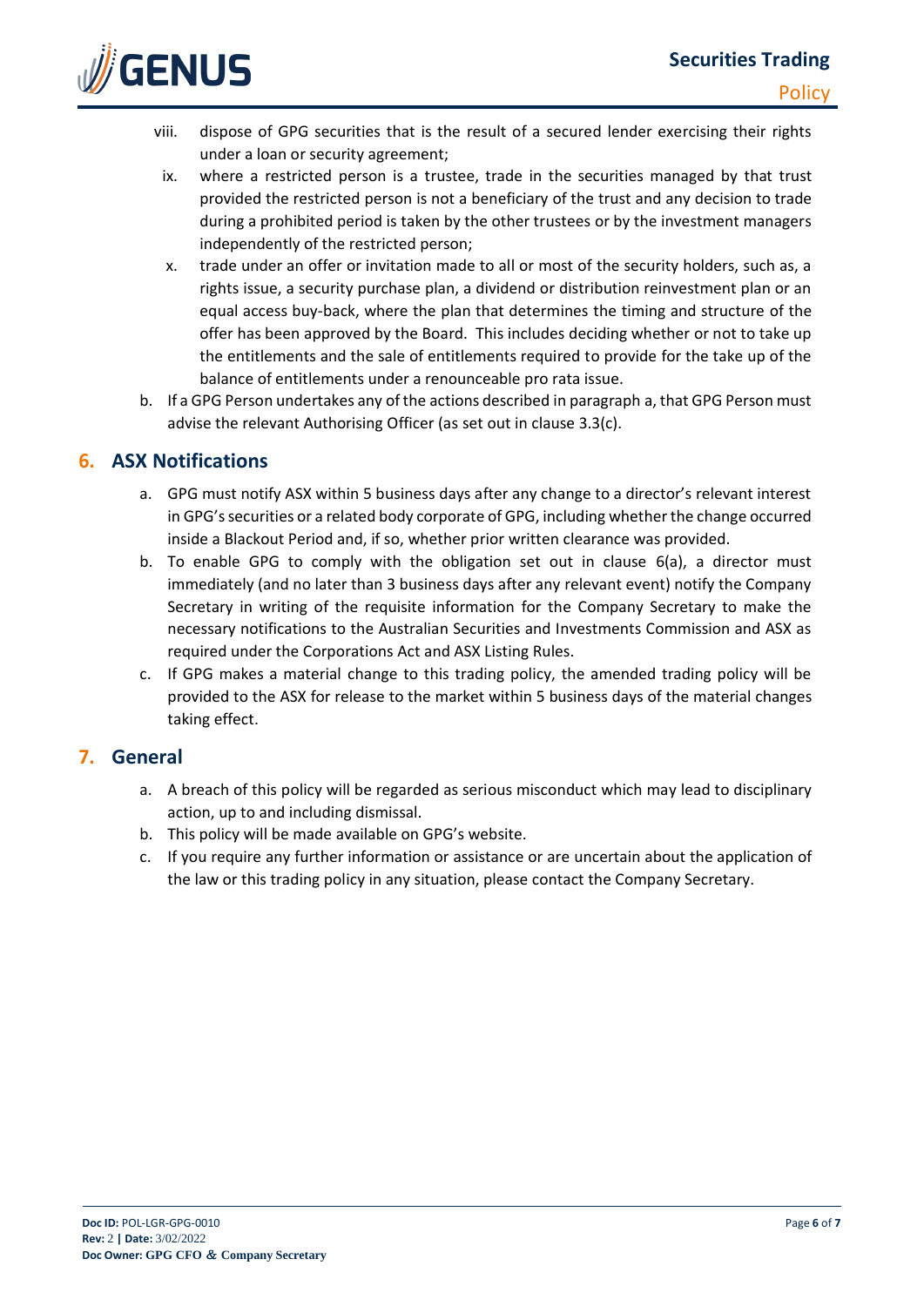viii. dispose of GPG securities that is the result of a secured lender exercising their rights under a loan or security agreement;

ix. where a restricted person is a trustee, trade in the securities managed by that trust provided the restricted person is not a beneficiary of the trust and any decision to trade during a prohibited period is taken by the other trustees or by the investment managers independently of the restricted person;

x. trade under an offer or invitation made to all or most of the security holders, such as, a rights issue, a security purchase plan, a dividend or distribution reinvestment plan or an equal access buy-back, where the plan that determines the timing and structure of the offer has been approved by the Board. This includes deciding whether or not to take up the entitlements and the sale of entitlements required to provide for the take up of the balance of entitlements under a renounceable pro rata issue.

b. If a GPG Person undertakes any of the actions described in paragraph a, that GPG Person must advise the relevant Authorising Officer (as set out in clause 3.3(c).

## 6. ASX Notifications

a. GPG must notify ASX within 5 business days after any change to a director's relevant interest in GPG's securities or a related body corporate of GPG, including whether the change occurred inside a Blackout Period and, if so, whether prior written clearance was provided.

b. To enable GPG to comply with the obligation set out in clause 6(a), a director must immediately (and no later than 3 business days after any relevant event) notify the Company Secretary in writing of the requisite information for the Company Secretary to make the necessary notifications to the Australian Securities and Investments Commission and ASX as required under the Corporations Act and ASX Listing Rules.

c. If GPG makes a material change to this trading policy, the amended trading policy will be provided to the ASX for release to the market within 5 business days of the material changes taking effect.

## 7. General

a. A breach of this policy will be regarded as serious misconduct which may lead to disciplinary action, up to and including dismissal.

b. This policy will be made available on GPG's website.

c. If you require any further information or assistance or are uncertain about the application of the law or this trading policy in any situation, please contact the Company Secretary.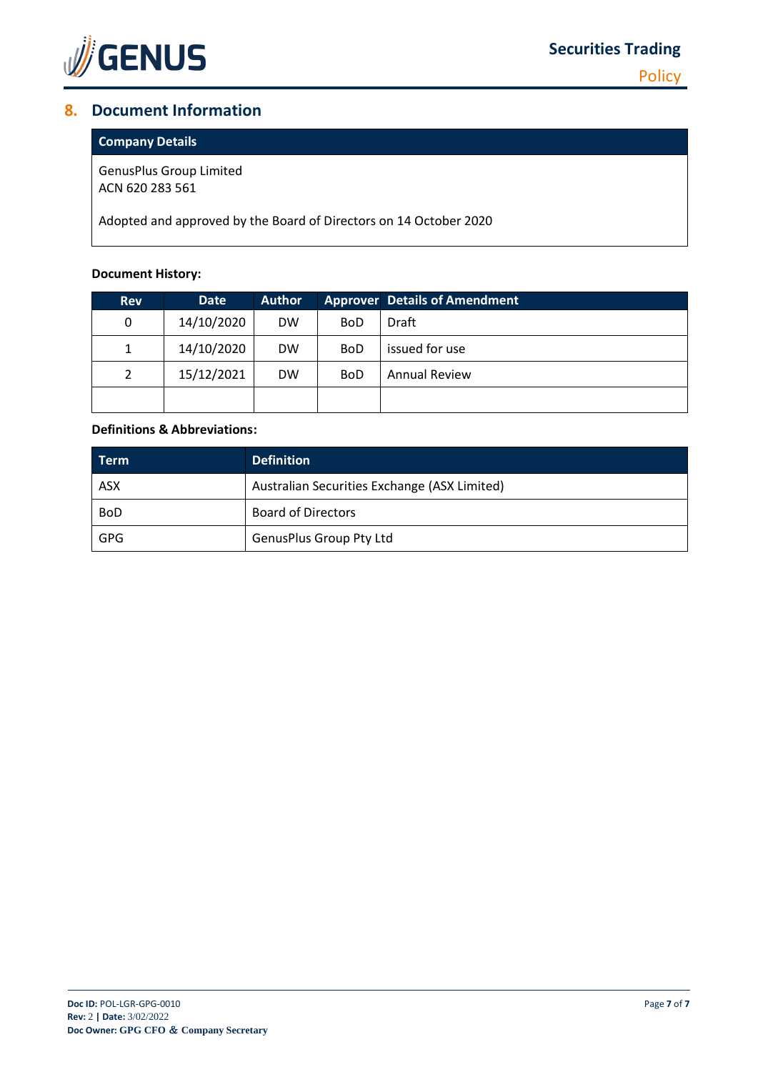## 8. Document Information

| Company Details |
| --- |
| GenusPlus Group Limited<br>ACN 620 283 561<br><br>Adopted and approved by the Board of Directors on 14 October 2020 |

**Document History:**

| Rev | Date | Author | Approver | Details of Amendment |
| --- | --- | --- | --- | --- |
| 0 | 14/10/2020 | DW | BoD | Draft |
| 1 | 14/10/2020 | DW | BoD | issued for use |
| 2 | 15/12/2021 | DW | BoD | Annual Review |
| | | | | |

**Definitions & Abbreviations:**

| Term | Definition |
| --- | --- |
| ASX | Australian Securities Exchange (ASX Limited) |
| BoD | Board of Directors |
| GPG | GenusPlus Group Pty Ltd |